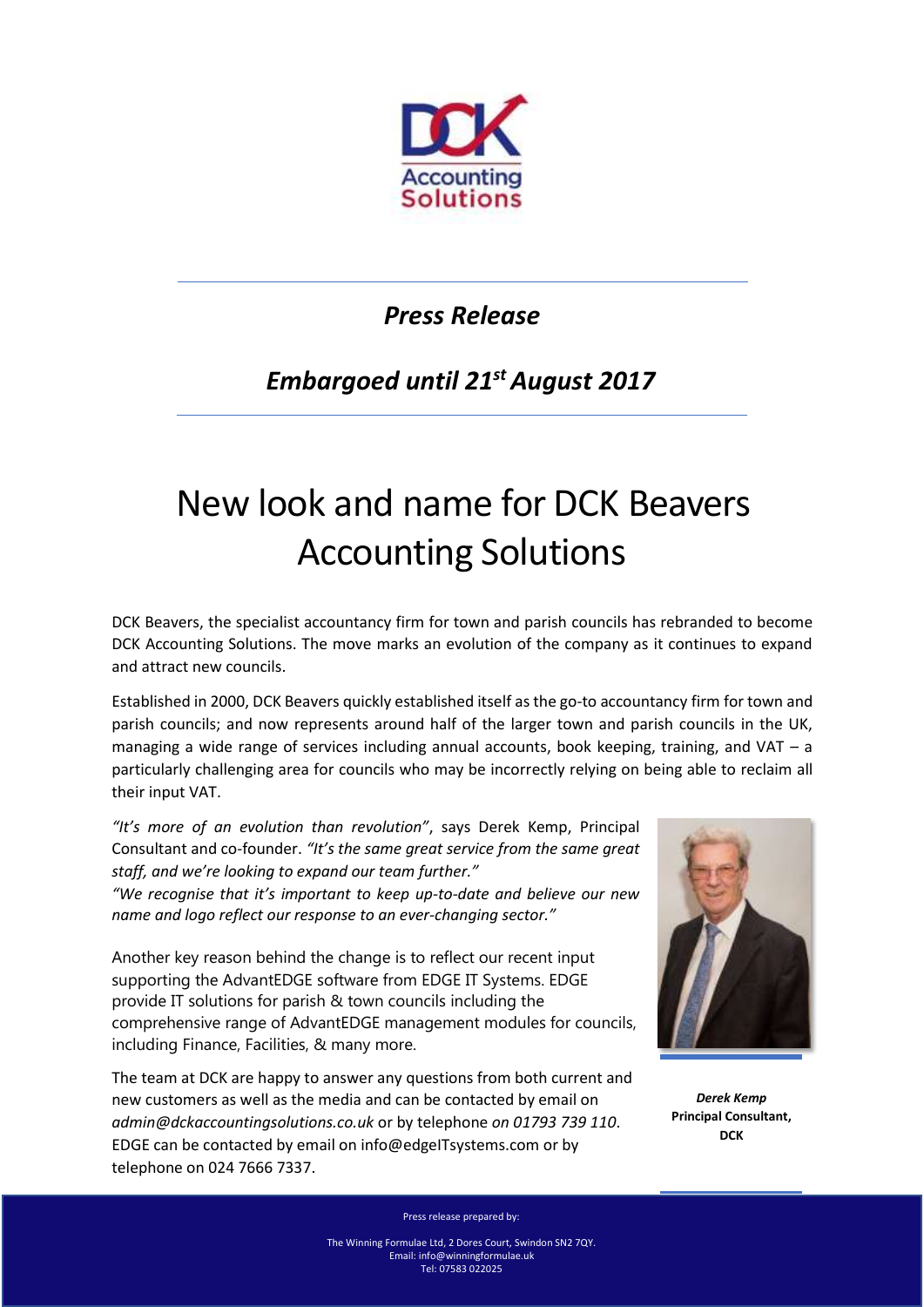*Press Release*

*Embargoed until 21st August 2017*

# New look and name for DCK Beavers Accounting Solutions

DCK Beavers, the specialist accountancy firm for town and parish councils has rebranded to become DCK Accounting Solutions. The move marks an evolution of the company as it continues to expand and attract new councils.

Established in 2000, DCK Beavers quickly established itself as the go-to accountancy firm for town and parish councils; and now represents around half of the larger town and parish councils in the UK, managing a wide range of services including annual accounts, book keeping, training, and VAT – a particularly challenging area for councils who may be incorrectly relying on being able to reclaim all their input VAT.

*"It's more of an evolution than revolution"*, says Derek Kemp, Principal Consultant and co-founder. *"It's the same great service from the same great staff, and we're looking to expand our team further."*

*"We recognise that it's important to keep up-to-date and believe our new name and logo reflect our response to an ever-changing sector."*

Another key reason behind the change is to reflect our recent input supporting the AdvantEDGE software from EDGE IT Systems. EDGE provide IT solutions for parish & town councils including the comprehensive range of AdvantEDGE management modules for councils, including Finance, Facilities, & many more.

The team at DCK are happy to answer any questions from both current and new customers as well as the media and can be contacted by email on *admin@dckaccountingsolutions.co.uk* or by telephone *on 01793 739 110*. EDGE can be contacted by email on info@edgeITsystems.com or by telephone on 024 7666 7337.

***Derek Kemp***
**Principal Consultant, DCK**

Press release prepared by:

The Winning Formulae Ltd, 2 Dores Court, Swindon SN2 7QY.
Email: info@winningformulae.uk
Tel: 07583 022025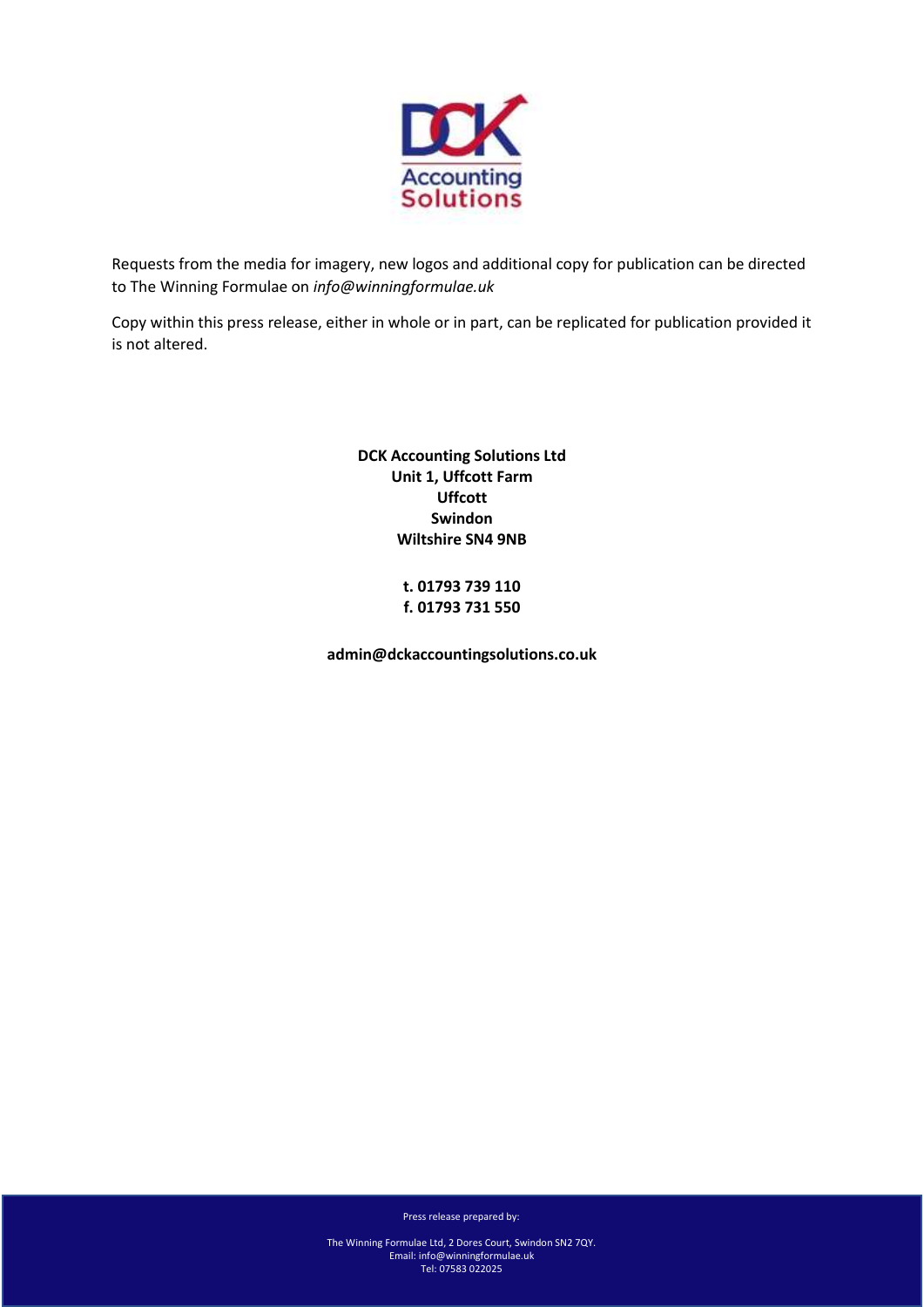Requests from the media for imagery, new logos and additional copy for publication can be directed to The Winning Formulae on *info@winningformulae.uk*

Copy within this press release, either in whole or in part, can be replicated for publication provided it is not altered.

**DCK Accounting Solutions Ltd**
**Unit 1, Uffcott Farm**
**Uffcott**
**Swindon**
**Wiltshire SN4 9NB**

**t. 01793 739 110**
**f. 01793 731 550**

**admin@dckaccountingsolutions.co.uk**

Press release prepared by:

The Winning Formulae Ltd, 2 Dores Court, Swindon SN2 7QY.
Email: info@winningformulae.uk
Tel: 07583 022025